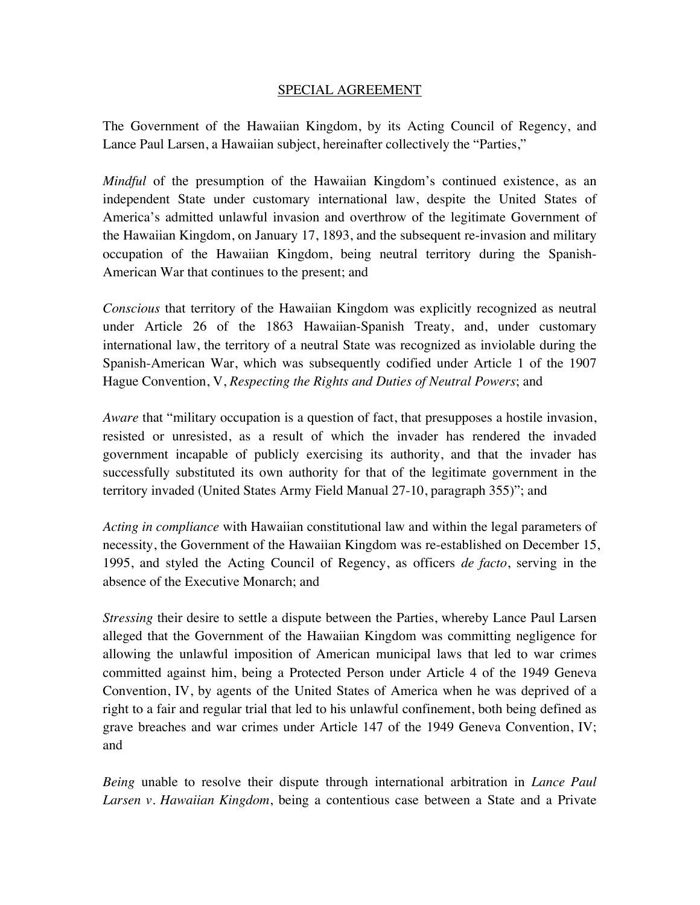## SPECIAL AGREEMENT

The Government of the Hawaiian Kingdom, by its Acting Council of Regency, and Lance Paul Larsen, a Hawaiian subject, hereinafter collectively the "Parties,"

*Mindful* of the presumption of the Hawaiian Kingdom's continued existence, as an independent State under customary international law, despite the United States of America's admitted unlawful invasion and overthrow of the legitimate Government of the Hawaiian Kingdom, on January 17, 1893, and the subsequent re-invasion and military occupation of the Hawaiian Kingdom, being neutral territory during the Spanish-American War that continues to the present; and

*Conscious* that territory of the Hawaiian Kingdom was explicitly recognized as neutral under Article 26 of the 1863 Hawaiian-Spanish Treaty, and, under customary international law, the territory of a neutral State was recognized as inviolable during the Spanish-American War, which was subsequently codified under Article 1 of the 1907 Hague Convention, V, *Respecting the Rights and Duties of Neutral Powers*; and

*Aware* that "military occupation is a question of fact, that presupposes a hostile invasion, resisted or unresisted, as a result of which the invader has rendered the invaded government incapable of publicly exercising its authority, and that the invader has successfully substituted its own authority for that of the legitimate government in the territory invaded (United States Army Field Manual 27-10, paragraph 355)"; and

*Acting in compliance* with Hawaiian constitutional law and within the legal parameters of necessity, the Government of the Hawaiian Kingdom was re-established on December 15, 1995, and styled the Acting Council of Regency, as officers *de facto*, serving in the absence of the Executive Monarch; and

*Stressing* their desire to settle a dispute between the Parties, whereby Lance Paul Larsen alleged that the Government of the Hawaiian Kingdom was committing negligence for allowing the unlawful imposition of American municipal laws that led to war crimes committed against him, being a Protected Person under Article 4 of the 1949 Geneva Convention, IV, by agents of the United States of America when he was deprived of a right to a fair and regular trial that led to his unlawful confinement, both being defined as grave breaches and war crimes under Article 147 of the 1949 Geneva Convention, IV; and

*Being* unable to resolve their dispute through international arbitration in *Lance Paul Larsen v. Hawaiian Kingdom*, being a contentious case between a State and a Private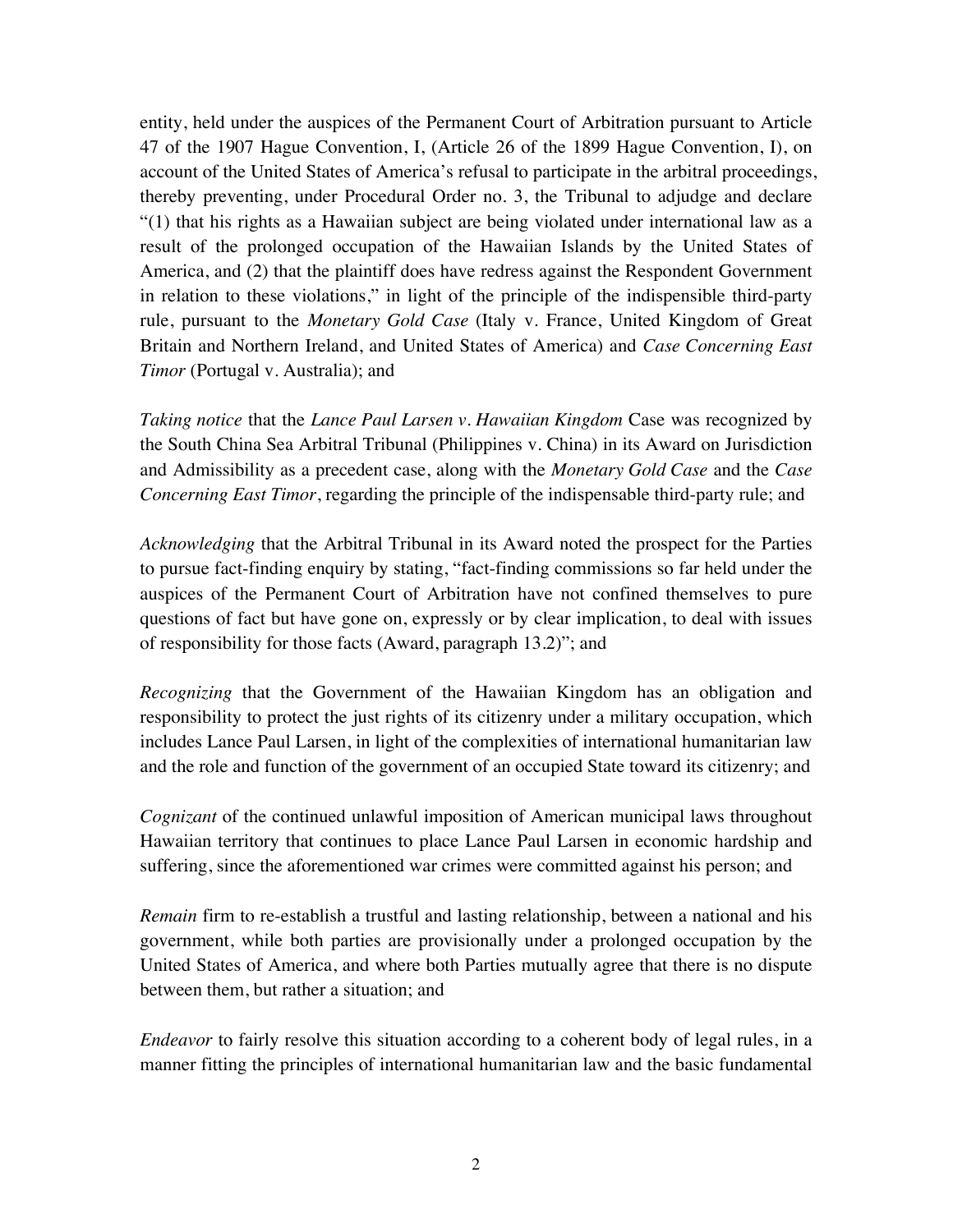entity, held under the auspices of the Permanent Court of Arbitration pursuant to Article 47 of the 1907 Hague Convention, I, (Article 26 of the 1899 Hague Convention, I), on account of the United States of America's refusal to participate in the arbitral proceedings, thereby preventing, under Procedural Order no. 3, the Tribunal to adjudge and declare "(1) that his rights as a Hawaiian subject are being violated under international law as a result of the prolonged occupation of the Hawaiian Islands by the United States of America, and (2) that the plaintiff does have redress against the Respondent Government in relation to these violations," in light of the principle of the indispensible third-party rule, pursuant to the *Monetary Gold Case* (Italy v. France, United Kingdom of Great Britain and Northern Ireland, and United States of America) and *Case Concerning East Timor* (Portugal v. Australia); and

*Taking notice* that the *Lance Paul Larsen v. Hawaiian Kingdom* Case was recognized by the South China Sea Arbitral Tribunal (Philippines v. China) in its Award on Jurisdiction and Admissibility as a precedent case, along with the *Monetary Gold Case* and the *Case Concerning East Timor*, regarding the principle of the indispensable third-party rule; and

*Acknowledging* that the Arbitral Tribunal in its Award noted the prospect for the Parties to pursue fact-finding enquiry by stating, "fact-finding commissions so far held under the auspices of the Permanent Court of Arbitration have not confined themselves to pure questions of fact but have gone on, expressly or by clear implication, to deal with issues of responsibility for those facts (Award, paragraph 13.2)"; and

*Recognizing* that the Government of the Hawaiian Kingdom has an obligation and responsibility to protect the just rights of its citizenry under a military occupation, which includes Lance Paul Larsen, in light of the complexities of international humanitarian law and the role and function of the government of an occupied State toward its citizenry; and

*Cognizant* of the continued unlawful imposition of American municipal laws throughout Hawaiian territory that continues to place Lance Paul Larsen in economic hardship and suffering, since the aforementioned war crimes were committed against his person; and

*Remain* firm to re-establish a trustful and lasting relationship, between a national and his government, while both parties are provisionally under a prolonged occupation by the United States of America, and where both Parties mutually agree that there is no dispute between them, but rather a situation; and

*Endeavor* to fairly resolve this situation according to a coherent body of legal rules, in a manner fitting the principles of international humanitarian law and the basic fundamental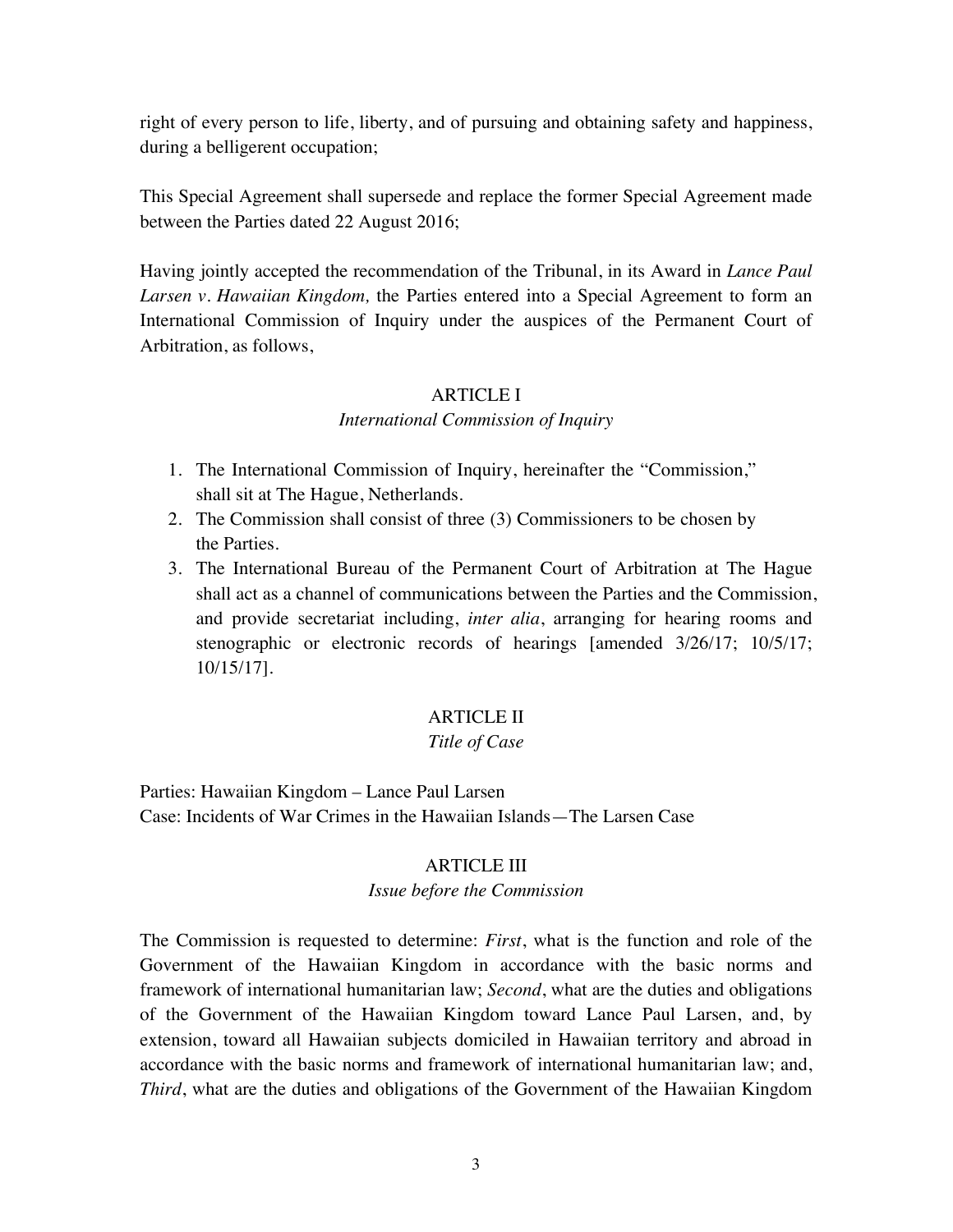right of every person to life, liberty, and of pursuing and obtaining safety and happiness, during a belligerent occupation;

This Special Agreement shall supersede and replace the former Special Agreement made between the Parties dated 22 August 2016;

Having jointly accepted the recommendation of the Tribunal, in its Award in *Lance Paul Larsen v. Hawaiian Kingdom,* the Parties entered into a Special Agreement to form an International Commission of Inquiry under the auspices of the Permanent Court of Arbitration, as follows,

## ARTICLE I

*International Commission of Inquiry*

1. The International Commission of Inquiry, hereinafter the "Commission," shall sit at The Hague, Netherlands.
2. The Commission shall consist of three (3) Commissioners to be chosen by the Parties.
3. The International Bureau of the Permanent Court of Arbitration at The Hague shall act as a channel of communications between the Parties and the Commission, and provide secretariat including, *inter alia*, arranging for hearing rooms and stenographic or electronic records of hearings [amended 3/26/17; 10/5/17; 10/15/17].

## ARTICLE II

*Title of Case*

Parties: Hawaiian Kingdom – Lance Paul Larsen
Case: Incidents of War Crimes in the Hawaiian Islands—The Larsen Case

## ARTICLE III

*Issue before the Commission*

The Commission is requested to determine: *First*, what is the function and role of the Government of the Hawaiian Kingdom in accordance with the basic norms and framework of international humanitarian law; *Second*, what are the duties and obligations of the Government of the Hawaiian Kingdom toward Lance Paul Larsen, and, by extension, toward all Hawaiian subjects domiciled in Hawaiian territory and abroad in accordance with the basic norms and framework of international humanitarian law; and, *Third*, what are the duties and obligations of the Government of the Hawaiian Kingdom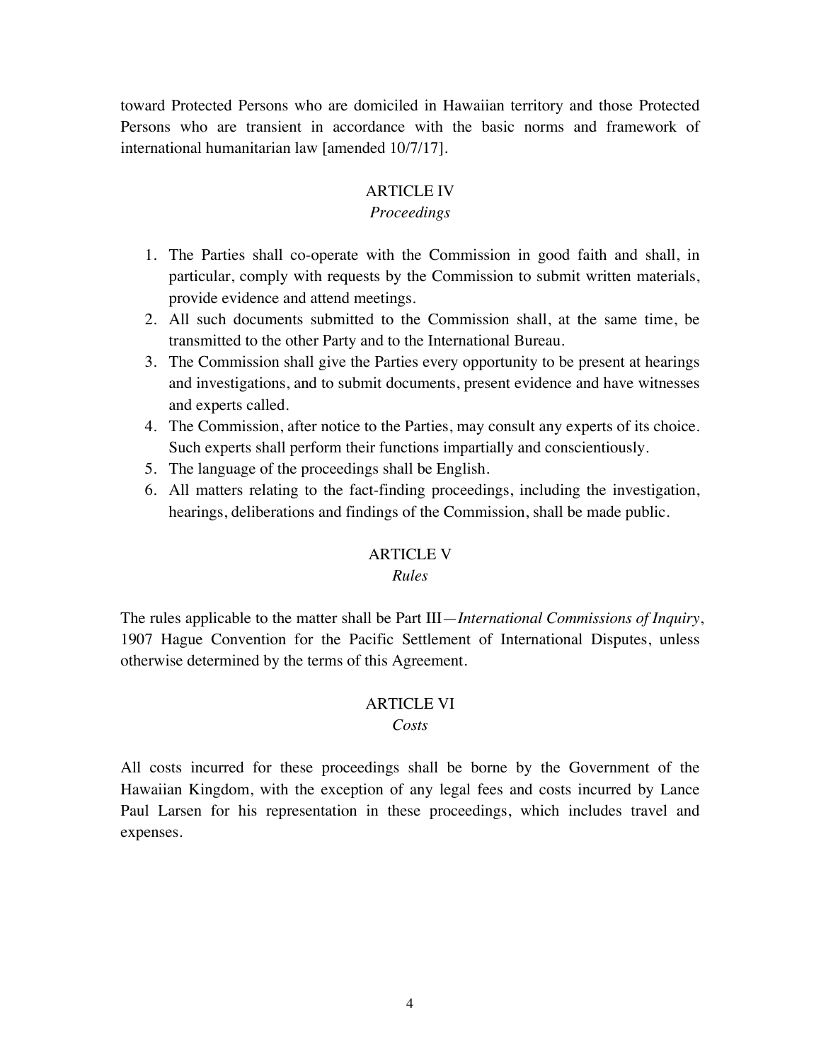toward Protected Persons who are domiciled in Hawaiian territory and those Protected Persons who are transient in accordance with the basic norms and framework of international humanitarian law [amended 10/7/17].

## ARTICLE IV

*Proceedings*

1. The Parties shall co-operate with the Commission in good faith and shall, in particular, comply with requests by the Commission to submit written materials, provide evidence and attend meetings.
2. All such documents submitted to the Commission shall, at the same time, be transmitted to the other Party and to the International Bureau.
3. The Commission shall give the Parties every opportunity to be present at hearings and investigations, and to submit documents, present evidence and have witnesses and experts called.
4. The Commission, after notice to the Parties, may consult any experts of its choice. Such experts shall perform their functions impartially and conscientiously.
5. The language of the proceedings shall be English.
6. All matters relating to the fact-finding proceedings, including the investigation, hearings, deliberations and findings of the Commission, shall be made public.

## ARTICLE V

*Rules*

The rules applicable to the matter shall be Part III—*International Commissions of Inquiry*, 1907 Hague Convention for the Pacific Settlement of International Disputes, unless otherwise determined by the terms of this Agreement.

## ARTICLE VI

*Costs*

All costs incurred for these proceedings shall be borne by the Government of the Hawaiian Kingdom, with the exception of any legal fees and costs incurred by Lance Paul Larsen for his representation in these proceedings, which includes travel and expenses.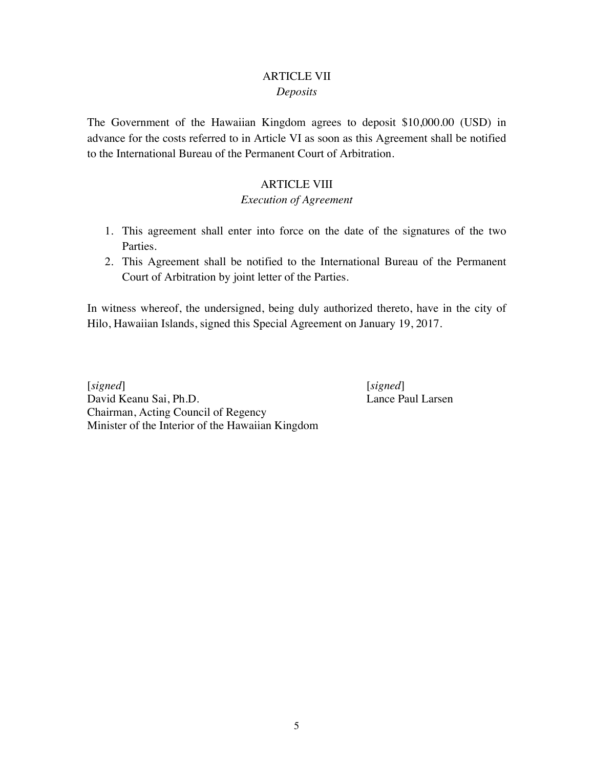## ARTICLE VII
*Deposits*

The Government of the Hawaiian Kingdom agrees to deposit $10,000.00 (USD) in advance for the costs referred to in Article VI as soon as this Agreement shall be notified to the International Bureau of the Permanent Court of Arbitration.

## ARTICLE VIII
*Execution of Agreement*

1. This agreement shall enter into force on the date of the signatures of the two Parties.
2. This Agreement shall be notified to the International Bureau of the Permanent Court of Arbitration by joint letter of the Parties.

In witness whereof, the undersigned, being duly authorized thereto, have in the city of Hilo, Hawaiian Islands, signed this Special Agreement on January 19, 2017.

[*signed*]
David Keanu Sai, Ph.D.
Chairman, Acting Council of Regency
Minister of the Interior of the Hawaiian Kingdom

[*signed*]
Lance Paul Larsen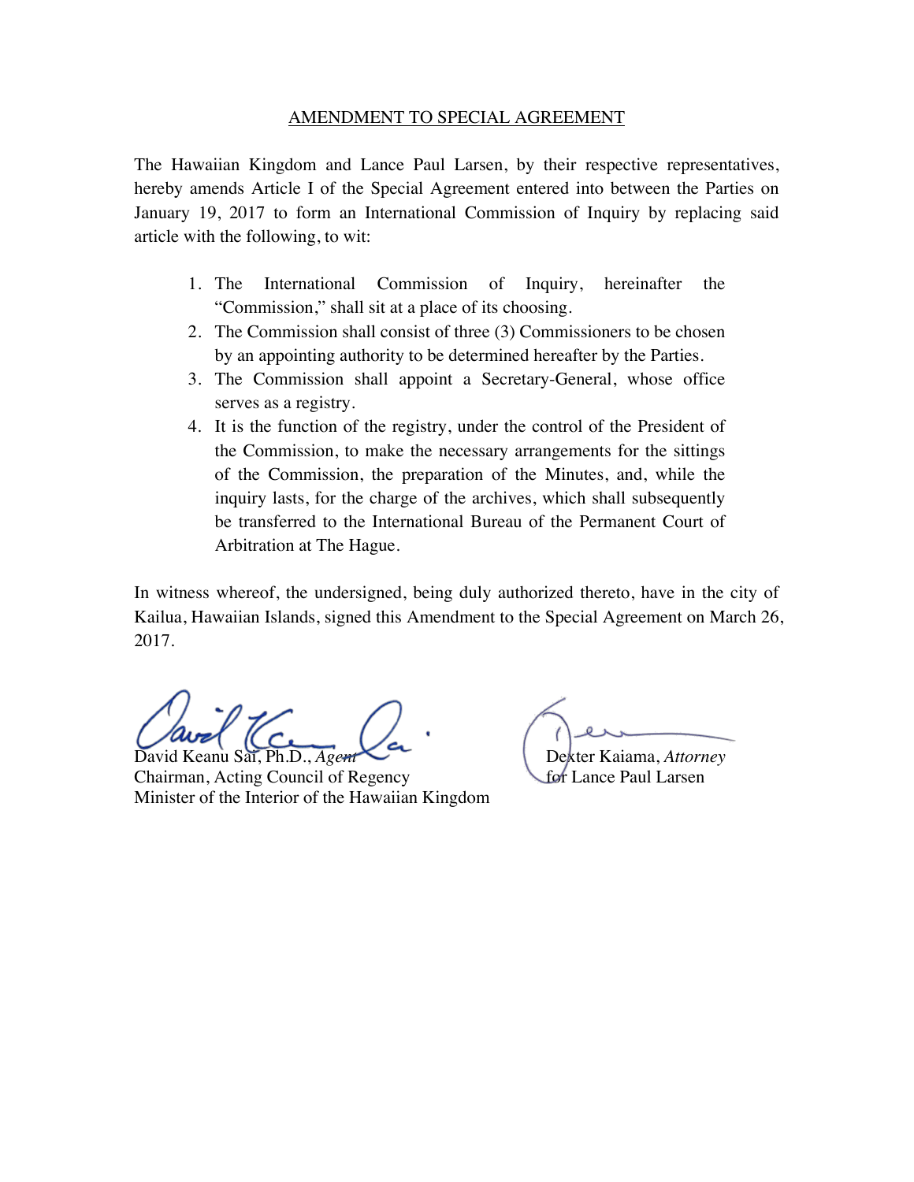AMENDMENT TO SPECIAL AGREEMENT

The Hawaiian Kingdom and Lance Paul Larsen, by their respective representatives, hereby amends Article I of the Special Agreement entered into between the Parties on January 19, 2017 to form an International Commission of Inquiry by replacing said article with the following, to wit:

1. The International Commission of Inquiry, hereinafter the "Commission," shall sit at a place of its choosing.
2. The Commission shall consist of three (3) Commissioners to be chosen by an appointing authority to be determined hereafter by the Parties.
3. The Commission shall appoint a Secretary-General, whose office serves as a registry.
4. It is the function of the registry, under the control of the President of the Commission, to make the necessary arrangements for the sittings of the Commission, the preparation of the Minutes, and, while the inquiry lasts, for the charge of the archives, which shall subsequently be transferred to the International Bureau of the Permanent Court of Arbitration at The Hague.

In witness whereof, the undersigned, being duly authorized thereto, have in the city of Kailua, Hawaiian Islands, signed this Amendment to the Special Agreement on March 26, 2017.

David Keanu Sai, Ph.D., *Agent*
Chairman, Acting Council of Regency
Minister of the Interior of the Hawaiian Kingdom

Dexter Kaiama, *Attorney*
for Lance Paul Larsen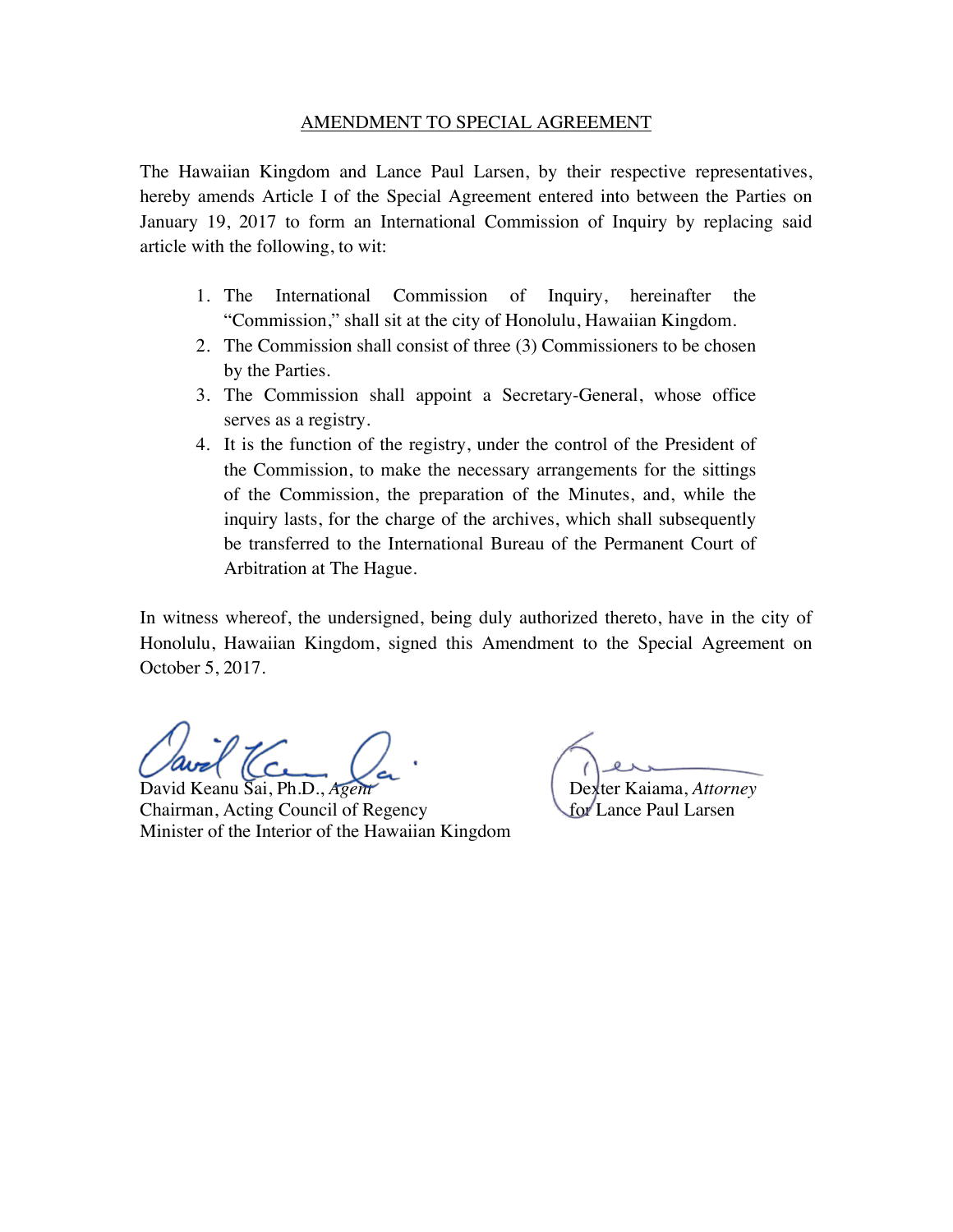# AMENDMENT TO SPECIAL AGREEMENT

The Hawaiian Kingdom and Lance Paul Larsen, by their respective representatives, hereby amends Article I of the Special Agreement entered into between the Parties on January 19, 2017 to form an International Commission of Inquiry by replacing said article with the following, to wit:

1. The International Commission of Inquiry, hereinafter the "Commission," shall sit at the city of Honolulu, Hawaiian Kingdom.
2. The Commission shall consist of three (3) Commissioners to be chosen by the Parties.
3. The Commission shall appoint a Secretary-General, whose office serves as a registry.
4. It is the function of the registry, under the control of the President of the Commission, to make the necessary arrangements for the sittings of the Commission, the preparation of the Minutes, and, while the inquiry lasts, for the charge of the archives, which shall subsequently be transferred to the International Bureau of the Permanent Court of Arbitration at The Hague.

In witness whereof, the undersigned, being duly authorized thereto, have in the city of Honolulu, Hawaiian Kingdom, signed this Amendment to the Special Agreement on October 5, 2017.

David Keanu Sai, Ph.D., *Agent*
Chairman, Acting Council of Regency
Minister of the Interior of the Hawaiian Kingdom

Dexter Kaiama, *Attorney*
for Lance Paul Larsen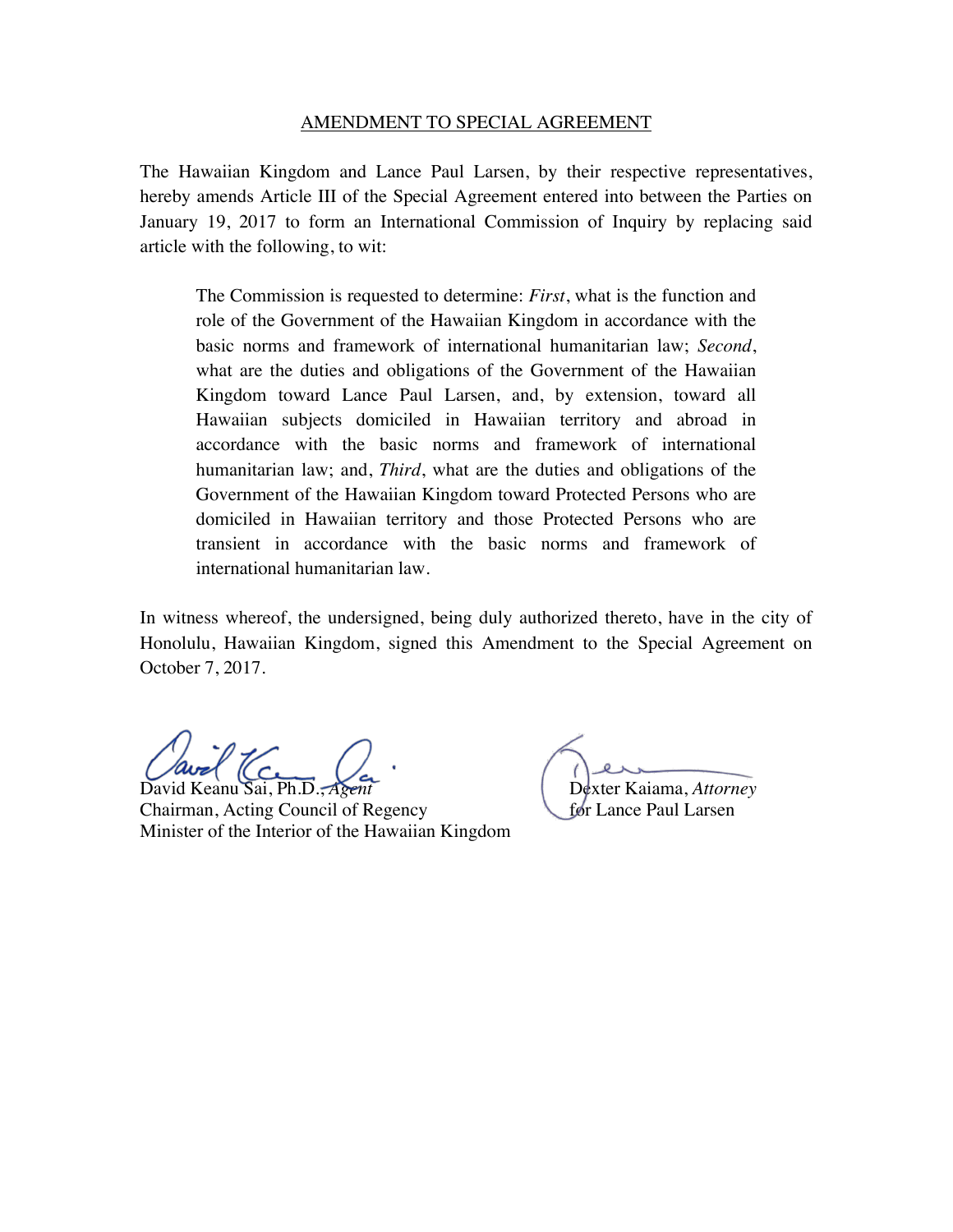<u>AMENDMENT TO SPECIAL AGREEMENT</u>

The Hawaiian Kingdom and Lance Paul Larsen, by their respective representatives, hereby amends Article III of the Special Agreement entered into between the Parties on January 19, 2017 to form an International Commission of Inquiry by replacing said article with the following, to wit:

> The Commission is requested to determine: *First*, what is the function and role of the Government of the Hawaiian Kingdom in accordance with the basic norms and framework of international humanitarian law; *Second*, what are the duties and obligations of the Government of the Hawaiian Kingdom toward Lance Paul Larsen, and, by extension, toward all Hawaiian subjects domiciled in Hawaiian territory and abroad in accordance with the basic norms and framework of international humanitarian law; and, *Third*, what are the duties and obligations of the Government of the Hawaiian Kingdom toward Protected Persons who are domiciled in Hawaiian territory and those Protected Persons who are transient in accordance with the basic norms and framework of international humanitarian law.

In witness whereof, the undersigned, being duly authorized thereto, have in the city of Honolulu, Hawaiian Kingdom, signed this Amendment to the Special Agreement on October 7, 2017.

David Keanu Sai, Ph.D., *Agent*
Chairman, Acting Council of Regency
Minister of the Interior of the Hawaiian Kingdom

Dexter Kaiama, *Attorney*
for Lance Paul Larsen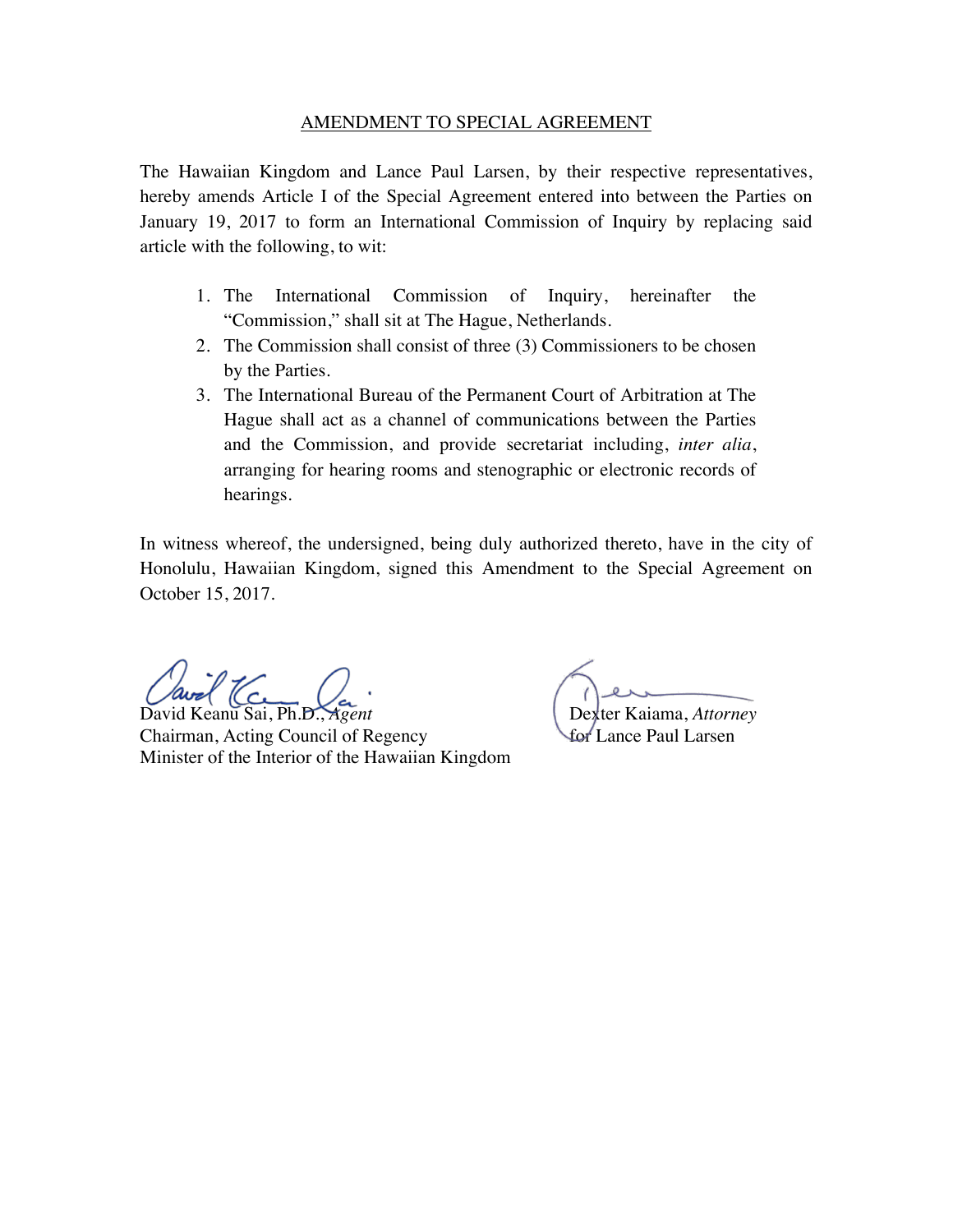# AMENDMENT TO SPECIAL AGREEMENT

The Hawaiian Kingdom and Lance Paul Larsen, by their respective representatives, hereby amends Article I of the Special Agreement entered into between the Parties on January 19, 2017 to form an International Commission of Inquiry by replacing said article with the following, to wit:

1. The International Commission of Inquiry, hereinafter the "Commission," shall sit at The Hague, Netherlands.
2. The Commission shall consist of three (3) Commissioners to be chosen by the Parties.
3. The International Bureau of the Permanent Court of Arbitration at The Hague shall act as a channel of communications between the Parties and the Commission, and provide secretariat including, *inter alia*, arranging for hearing rooms and stenographic or electronic records of hearings.

In witness whereof, the undersigned, being duly authorized thereto, have in the city of Honolulu, Hawaiian Kingdom, signed this Amendment to the Special Agreement on October 15, 2017.

David Keanu Sai, Ph.D., *Agent*
Chairman, Acting Council of Regency
Minister of the Interior of the Hawaiian Kingdom

Dexter Kaiama, *Attorney*
for Lance Paul Larsen